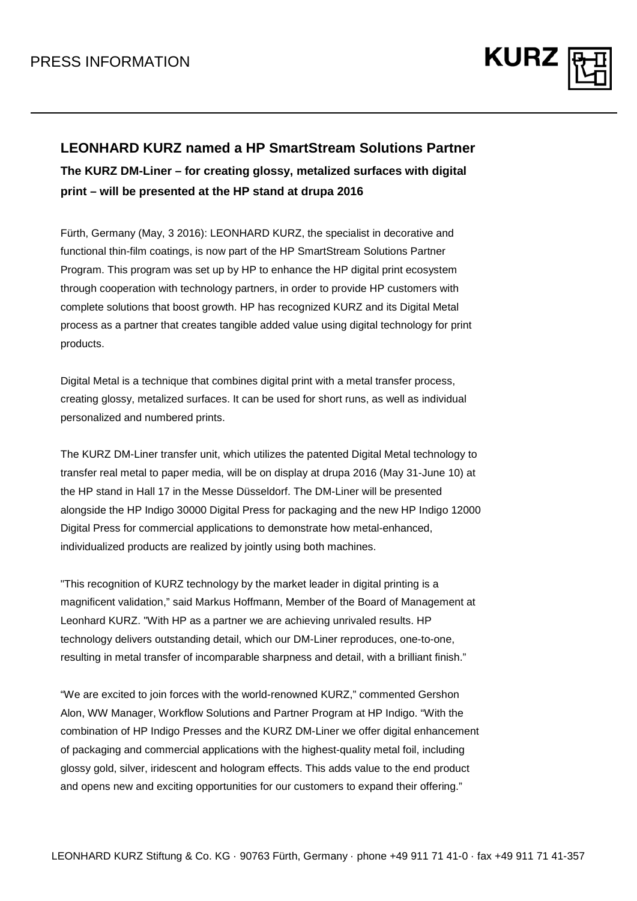PRESS INFORMATION

## LEONHARD KURZ named a HP SmartStream Solutions Partner

**The KURZ DM-Liner – for creating glossy, metalized surfaces with digital print – will be presented at the HP stand at drupa 2016**

Fürth, Germany (May, 3 2016): LEONHARD KURZ, the specialist in decorative and functional thin-film coatings, is now part of the HP SmartStream Solutions Partner Program. This program was set up by HP to enhance the HP digital print ecosystem through cooperation with technology partners, in order to provide HP customers with complete solutions that boost growth. HP has recognized KURZ and its Digital Metal process as a partner that creates tangible added value using digital technology for print products.

Digital Metal is a technique that combines digital print with a metal transfer process, creating glossy, metalized surfaces. It can be used for short runs, as well as individual personalized and numbered prints.

The KURZ DM-Liner transfer unit, which utilizes the patented Digital Metal technology to transfer real metal to paper media, will be on display at drupa 2016 (May 31-June 10) at the HP stand in Hall 17 in the Messe Düsseldorf. The DM-Liner will be presented alongside the HP Indigo 30000 Digital Press for packaging and the new HP Indigo 12000 Digital Press for commercial applications to demonstrate how metal-enhanced, individualized products are realized by jointly using both machines.

"This recognition of KURZ technology by the market leader in digital printing is a magnificent validation," said Markus Hoffmann, Member of the Board of Management at Leonhard KURZ. "With HP as a partner we are achieving unrivaled results. HP technology delivers outstanding detail, which our DM-Liner reproduces, one-to-one, resulting in metal transfer of incomparable sharpness and detail, with a brilliant finish."

"We are excited to join forces with the world-renowned KURZ," commented Gershon Alon, WW Manager, Workflow Solutions and Partner Program at HP Indigo. "With the combination of HP Indigo Presses and the KURZ DM-Liner we offer digital enhancement of packaging and commercial applications with the highest-quality metal foil, including glossy gold, silver, iridescent and hologram effects. This adds value to the end product and opens new and exciting opportunities for our customers to expand their offering."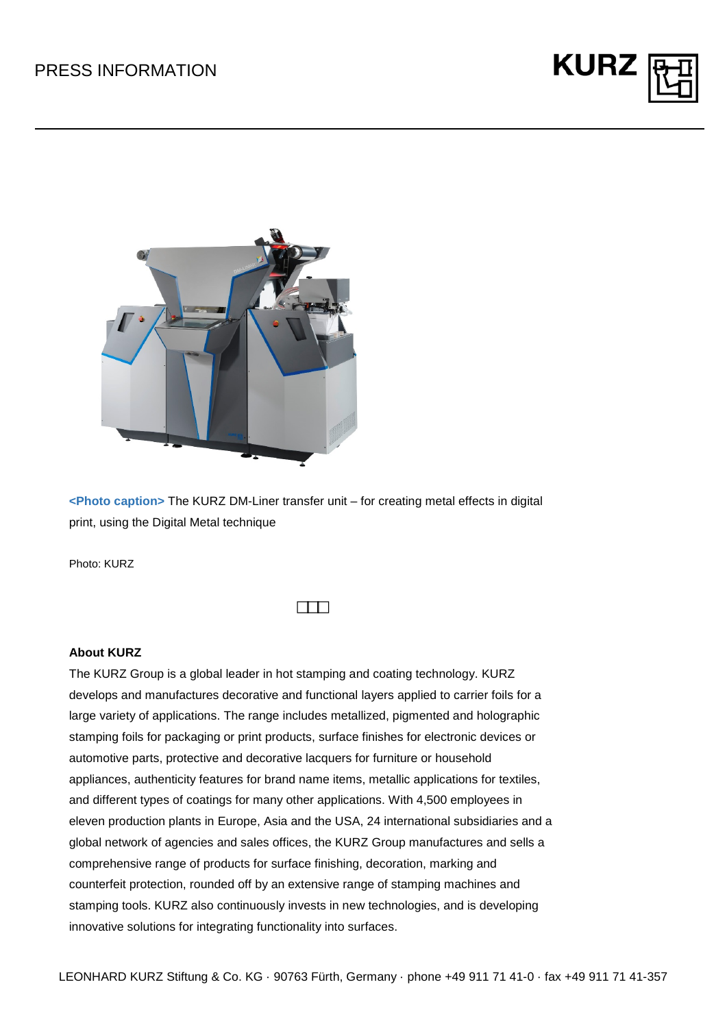**<Photo caption>** The KURZ DM-Liner transfer unit – for creating metal effects in digital print, using the Digital Metal technique

Photo: KURZ

**About KURZ**

The KURZ Group is a global leader in hot stamping and coating technology. KURZ develops and manufactures decorative and functional layers applied to carrier foils for a large variety of applications. The range includes metallized, pigmented and holographic stamping foils for packaging or print products, surface finishes for electronic devices or automotive parts, protective and decorative lacquers for furniture or household appliances, authenticity features for brand name items, metallic applications for textiles, and different types of coatings for many other applications. With 4,500 employees in eleven production plants in Europe, Asia and the USA, 24 international subsidiaries and a global network of agencies and sales offices, the KURZ Group manufactures and sells a comprehensive range of products for surface finishing, decoration, marking and counterfeit protection, rounded off by an extensive range of stamping machines and stamping tools. KURZ also continuously invests in new technologies, and is developing innovative solutions for integrating functionality into surfaces.

LEONHARD KURZ Stiftung & Co. KG · 90763 Fürth, Germany · phone +49 911 71 41-0 · fax +49 911 71 41-357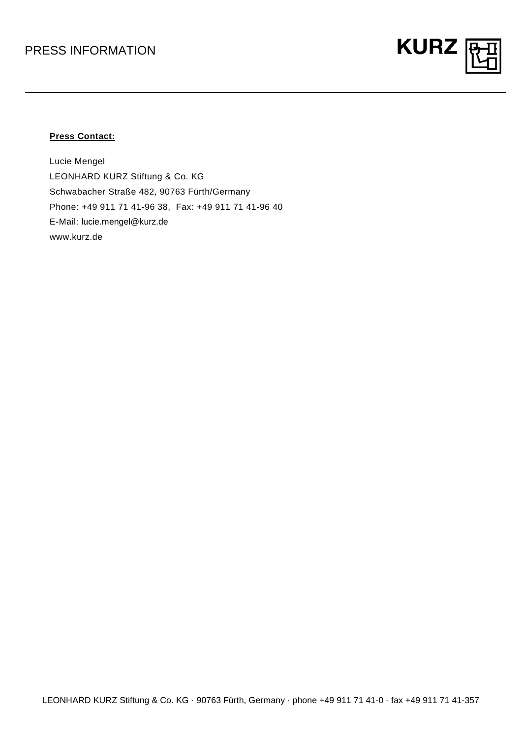**Press Contact:**

Lucie Mengel
LEONHARD KURZ Stiftung & Co. KG
Schwabacher Straße 482, 90763 Fürth/Germany
Phone: +49 911 71 41-96 38,  Fax: +49 911 71 41-96 40
E-Mail: lucie.mengel@kurz.de
www.kurz.de